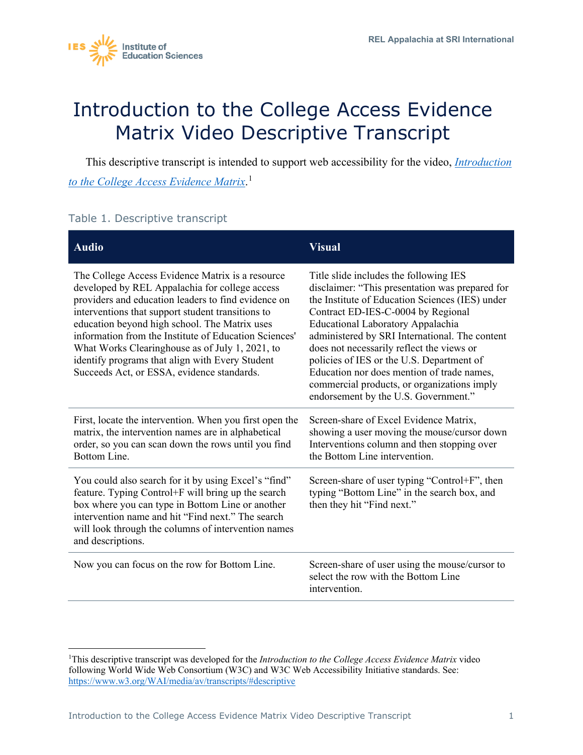# Introduction to the College Access Evidence Matrix Video Descriptive Transcript

This descriptive transcript is intended to support web accessibility for the video, *Introduction to the College Access Evidence Matrix*.[1]

Table 1. Descriptive transcript

| Audio | Visual |
|---|---|
| The College Access Evidence Matrix is a resource developed by REL Appalachia for college access providers and education leaders to find evidence on interventions that support student transitions to education beyond high school. The Matrix uses information from the Institute of Education Sciences' What Works Clearinghouse as of July 1, 2021, to identify programs that align with Every Student Succeeds Act, or ESSA, evidence standards. | Title slide includes the following IES disclaimer: "This presentation was prepared for the Institute of Education Sciences (IES) under Contract ED-IES-C-0004 by Regional Educational Laboratory Appalachia administered by SRI International. The content does not necessarily reflect the views or policies of IES or the U.S. Department of Education nor does mention of trade names, commercial products, or organizations imply endorsement by the U.S. Government." |
| First, locate the intervention. When you first open the matrix, the intervention names are in alphabetical order, so you can scan down the rows until you find Bottom Line. | Screen-share of Excel Evidence Matrix, showing a user moving the mouse/cursor down Interventions column and then stopping over the Bottom Line intervention. |
| You could also search for it by using Excel's "find" feature. Typing Control+F will bring up the search box where you can type in Bottom Line or another intervention name and hit "Find next." The search will look through the columns of intervention names and descriptions. | Screen-share of user typing "Control+F", then typing "Bottom Line" in the search box, and then they hit "Find next." |
| Now you can focus on the row for Bottom Line. | Screen-share of user using the mouse/cursor to select the row with the Bottom Line intervention. |

[1]This descriptive transcript was developed for the *Introduction to the College Access Evidence Matrix* video following World Wide Web Consortium (W3C) and W3C Web Accessibility Initiative standards. See: https://www.w3.org/WAI/media/av/transcripts/#descriptive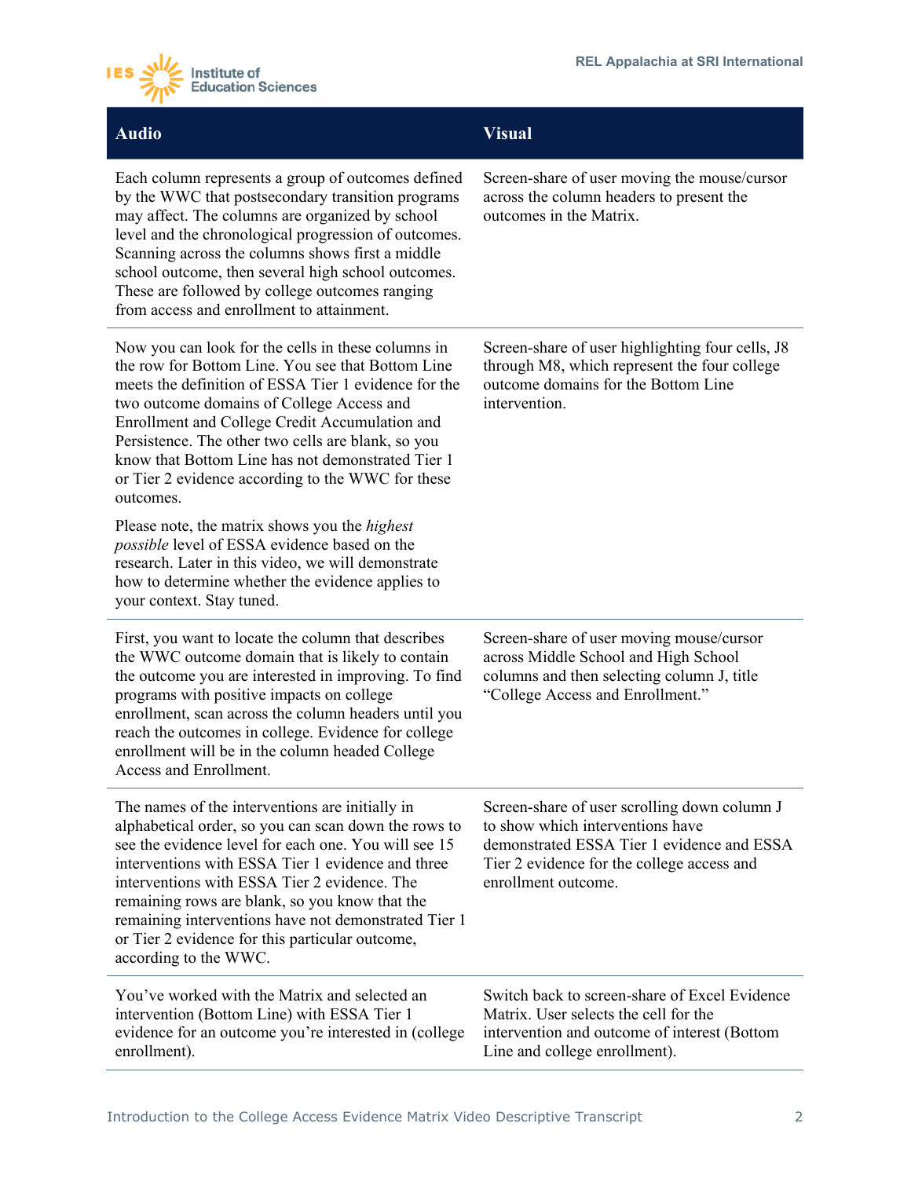| Audio | Visual |
|---|---|
| Each column represents a group of outcomes defined by the WWC that postsecondary transition programs may affect. The columns are organized by school level and the chronological progression of outcomes. Scanning across the columns shows first a middle school outcome, then several high school outcomes. These are followed by college outcomes ranging from access and enrollment to attainment. | Screen-share of user moving the mouse/cursor across the column headers to present the outcomes in the Matrix. |
| Now you can look for the cells in these columns in the row for Bottom Line. You see that Bottom Line meets the definition of ESSA Tier 1 evidence for the two outcome domains of College Access and Enrollment and College Credit Accumulation and Persistence. The other two cells are blank, so you know that Bottom Line has not demonstrated Tier 1 or Tier 2 evidence according to the WWC for these outcomes.<br><br>Please note, the matrix shows you the *highest possible* level of ESSA evidence based on the research. Later in this video, we will demonstrate how to determine whether the evidence applies to your context. Stay tuned. | Screen-share of user highlighting four cells, J8 through M8, which represent the four college outcome domains for the Bottom Line intervention. |
| First, you want to locate the column that describes the WWC outcome domain that is likely to contain the outcome you are interested in improving. To find programs with positive impacts on college enrollment, scan across the column headers until you reach the outcomes in college. Evidence for college enrollment will be in the column headed College Access and Enrollment. | Screen-share of user moving mouse/cursor across Middle School and High School columns and then selecting column J, title "College Access and Enrollment." |
| The names of the interventions are initially in alphabetical order, so you can scan down the rows to see the evidence level for each one. You will see 15 interventions with ESSA Tier 1 evidence and three interventions with ESSA Tier 2 evidence. The remaining rows are blank, so you know that the remaining interventions have not demonstrated Tier 1 or Tier 2 evidence for this particular outcome, according to the WWC. | Screen-share of user scrolling down column J to show which interventions have demonstrated ESSA Tier 1 evidence and ESSA Tier 2 evidence for the college access and enrollment outcome. |
| You've worked with the Matrix and selected an intervention (Bottom Line) with ESSA Tier 1 evidence for an outcome you're interested in (college enrollment). | Switch back to screen-share of Excel Evidence Matrix. User selects the cell for the intervention and outcome of interest (Bottom Line and college enrollment). |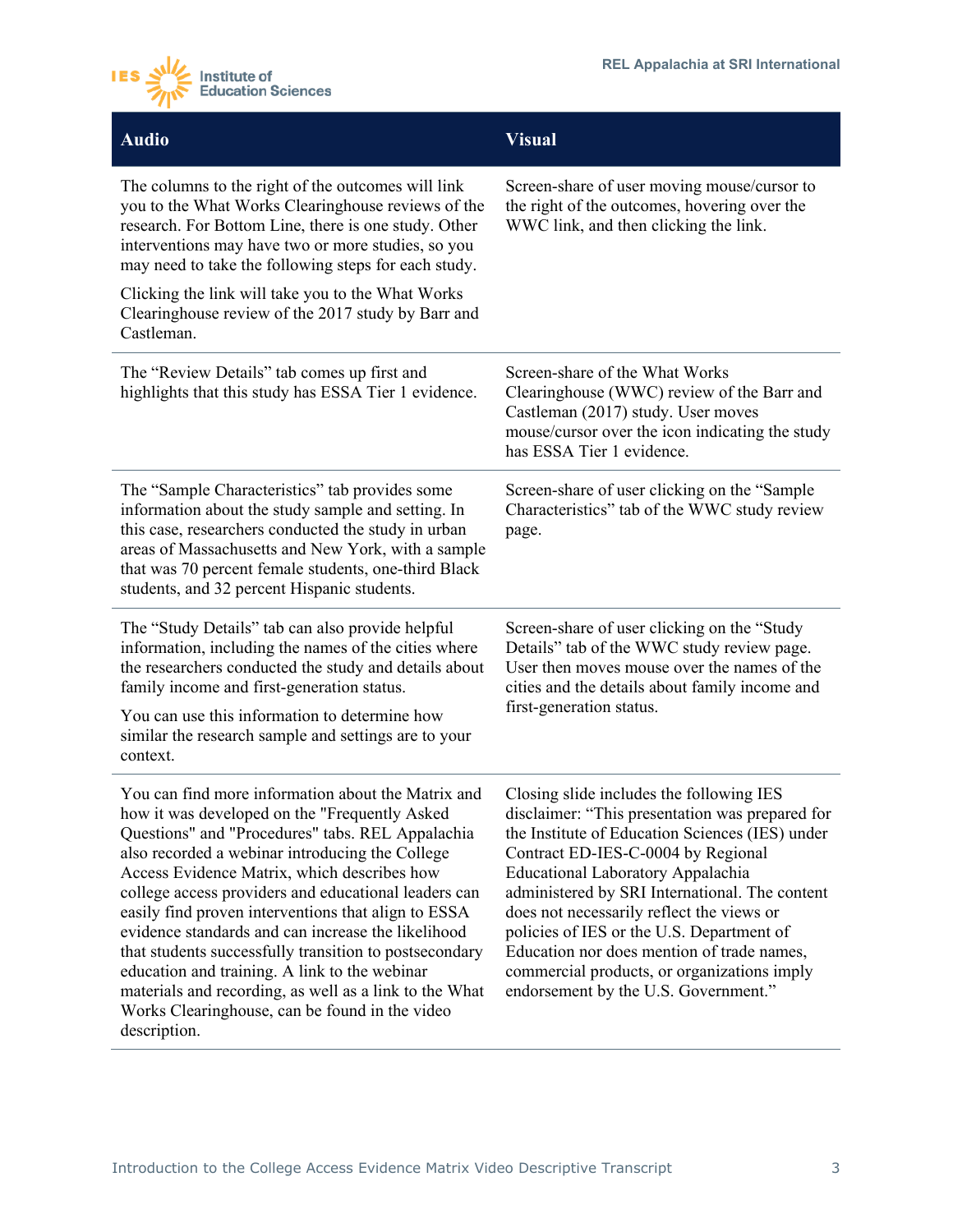| Audio | Visual |
|---|---|
| The columns to the right of the outcomes will link you to the What Works Clearinghouse reviews of the research. For Bottom Line, there is one study. Other interventions may have two or more studies, so you may need to take the following steps for each study.<br><br>Clicking the link will take you to the What Works Clearinghouse review of the 2017 study by Barr and Castleman. | Screen-share of user moving mouse/cursor to the right of the outcomes, hovering over the WWC link, and then clicking the link. |
| The "Review Details" tab comes up first and highlights that this study has ESSA Tier 1 evidence. | Screen-share of the What Works Clearinghouse (WWC) review of the Barr and Castleman (2017) study. User moves mouse/cursor over the icon indicating the study has ESSA Tier 1 evidence. |
| The "Sample Characteristics" tab provides some information about the study sample and setting. In this case, researchers conducted the study in urban areas of Massachusetts and New York, with a sample that was 70 percent female students, one-third Black students, and 32 percent Hispanic students. | Screen-share of user clicking on the "Sample Characteristics" tab of the WWC study review page. |
| The "Study Details" tab can also provide helpful information, including the names of the cities where the researchers conducted the study and details about family income and first-generation status.<br><br>You can use this information to determine how similar the research sample and settings are to your context. | Screen-share of user clicking on the "Study Details" tab of the WWC study review page. User then moves mouse over the names of the cities and the details about family income and first-generation status. |
| You can find more information about the Matrix and how it was developed on the "Frequently Asked Questions" and "Procedures" tabs. REL Appalachia also recorded a webinar introducing the College Access Evidence Matrix, which describes how college access providers and educational leaders can easily find proven interventions that align to ESSA evidence standards and can increase the likelihood that students successfully transition to postsecondary education and training. A link to the webinar materials and recording, as well as a link to the What Works Clearinghouse, can be found in the video description. | Closing slide includes the following IES disclaimer: "This presentation was prepared for the Institute of Education Sciences (IES) under Contract ED-IES-C-0004 by Regional Educational Laboratory Appalachia administered by SRI International. The content does not necessarily reflect the views or policies of IES or the U.S. Department of Education nor does mention of trade names, commercial products, or organizations imply endorsement by the U.S. Government." |